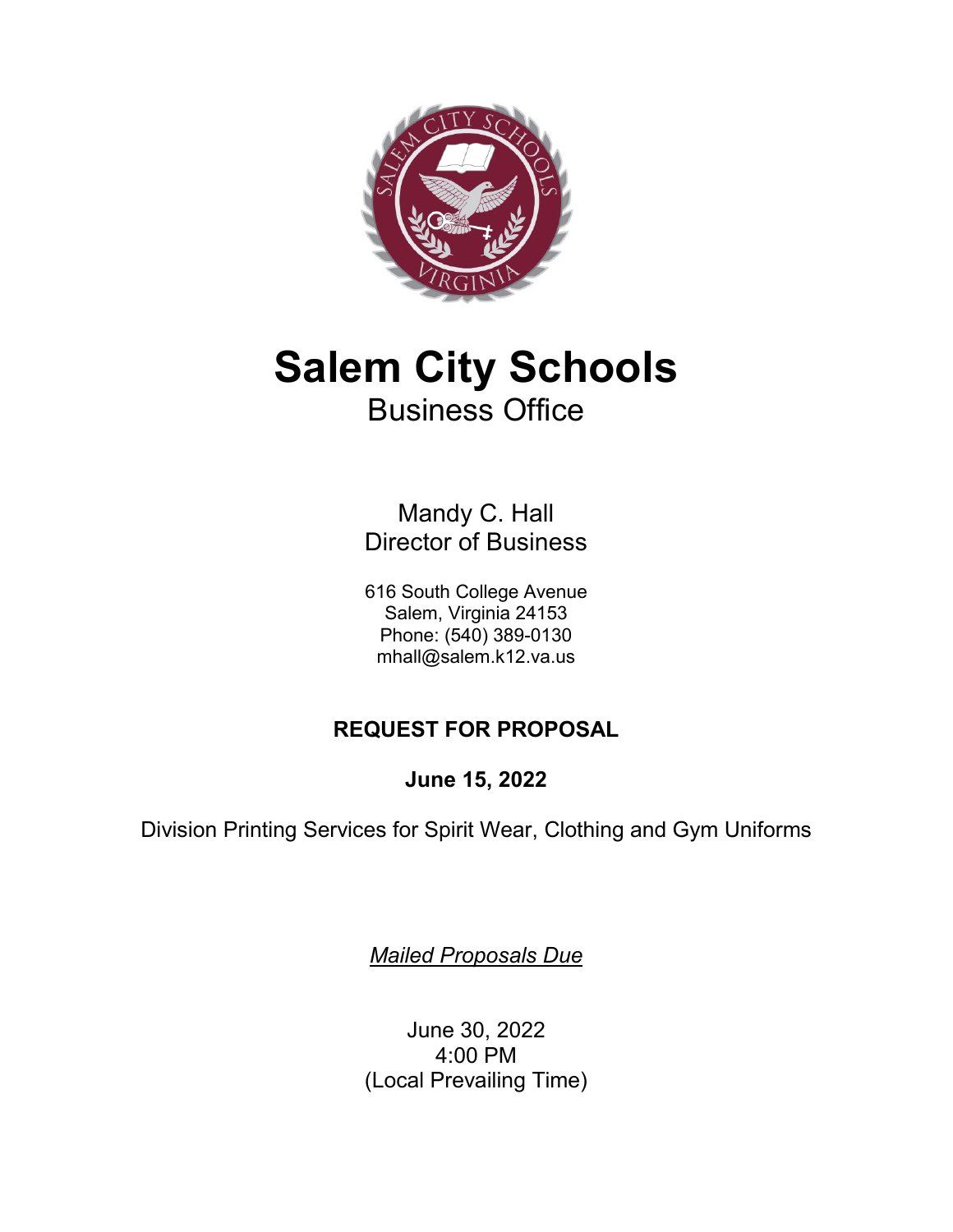# Salem City Schools

## Business Office

Mandy C. Hall
Director of Business

616 South College Avenue
Salem, Virginia 24153
Phone: (540) 389-0130
mhall@salem.k12.va.us

**REQUEST FOR PROPOSAL**

**June 15, 2022**

Division Printing Services for Spirit Wear, Clothing and Gym Uniforms

*Mailed Proposals Due*

June 30, 2022
4:00 PM
(Local Prevailing Time)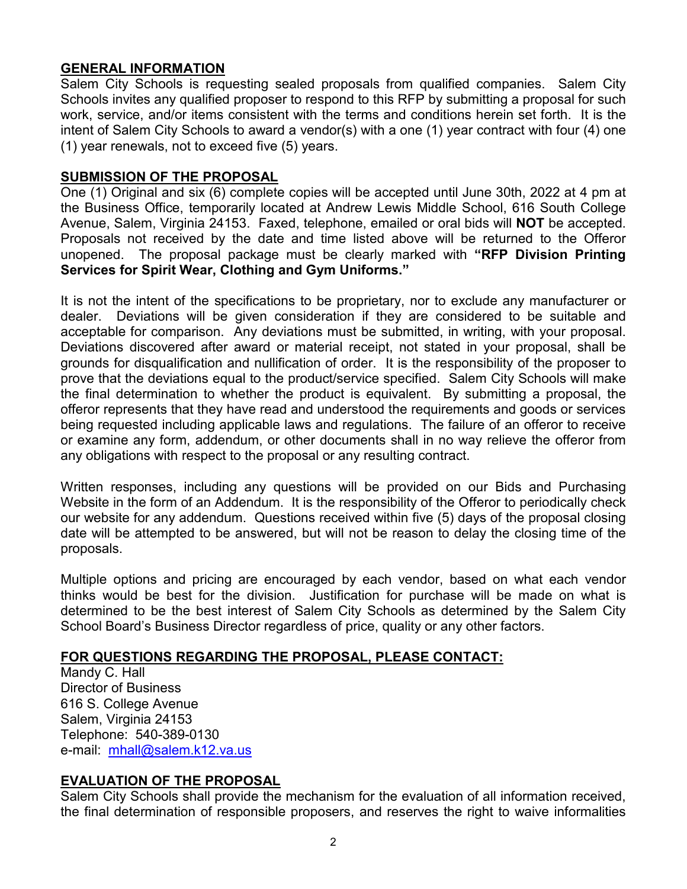## GENERAL INFORMATION

Salem City Schools is requesting sealed proposals from qualified companies. Salem City Schools invites any qualified proposer to respond to this RFP by submitting a proposal for such work, service, and/or items consistent with the terms and conditions herein set forth. It is the intent of Salem City Schools to award a vendor(s) with a one (1) year contract with four (4) one (1) year renewals, not to exceed five (5) years.

## SUBMISSION OF THE PROPOSAL

One (1) Original and six (6) complete copies will be accepted until June 30th, 2022 at 4 pm at the Business Office, temporarily located at Andrew Lewis Middle School, 616 South College Avenue, Salem, Virginia 24153. Faxed, telephone, emailed or oral bids will **NOT** be accepted. Proposals not received by the date and time listed above will be returned to the Offeror unopened. The proposal package must be clearly marked with **"RFP Division Printing Services for Spirit Wear, Clothing and Gym Uniforms."**

It is not the intent of the specifications to be proprietary, nor to exclude any manufacturer or dealer. Deviations will be given consideration if they are considered to be suitable and acceptable for comparison. Any deviations must be submitted, in writing, with your proposal. Deviations discovered after award or material receipt, not stated in your proposal, shall be grounds for disqualification and nullification of order. It is the responsibility of the proposer to prove that the deviations equal to the product/service specified. Salem City Schools will make the final determination to whether the product is equivalent. By submitting a proposal, the offeror represents that they have read and understood the requirements and goods or services being requested including applicable laws and regulations. The failure of an offeror to receive or examine any form, addendum, or other documents shall in no way relieve the offeror from any obligations with respect to the proposal or any resulting contract.

Written responses, including any questions will be provided on our Bids and Purchasing Website in the form of an Addendum. It is the responsibility of the Offeror to periodically check our website for any addendum. Questions received within five (5) days of the proposal closing date will be attempted to be answered, but will not be reason to delay the closing time of the proposals.

Multiple options and pricing are encouraged by each vendor, based on what each vendor thinks would be best for the division. Justification for purchase will be made on what is determined to be the best interest of Salem City Schools as determined by the Salem City School Board's Business Director regardless of price, quality or any other factors.

## FOR QUESTIONS REGARDING THE PROPOSAL, PLEASE CONTACT:

Mandy C. Hall
Director of Business
616 S. College Avenue
Salem, Virginia 24153
Telephone: 540-389-0130
e-mail: mhall@salem.k12.va.us

## EVALUATION OF THE PROPOSAL

Salem City Schools shall provide the mechanism for the evaluation of all information received, the final determination of responsible proposers, and reserves the right to waive informalities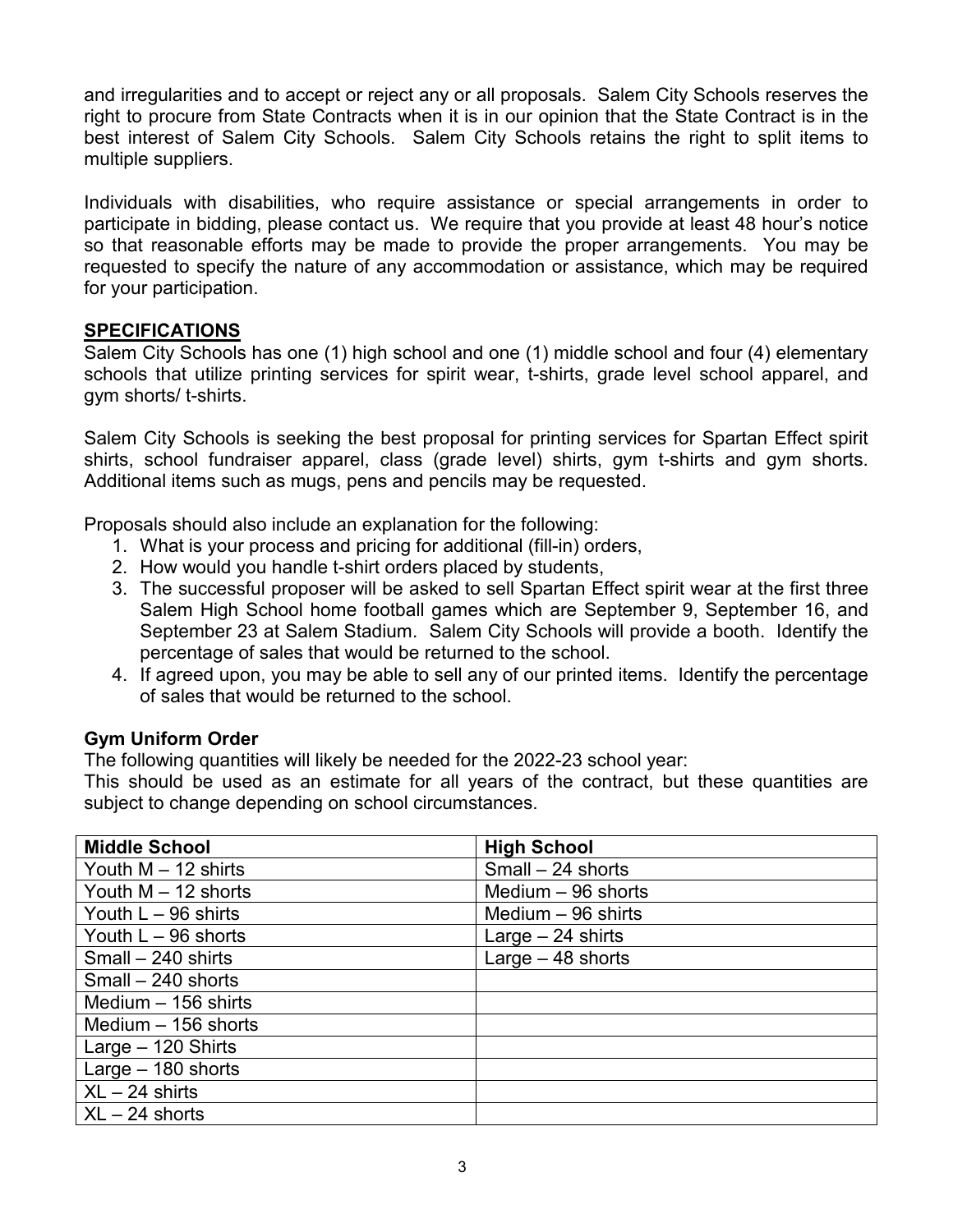and irregularities and to accept or reject any or all proposals. Salem City Schools reserves the right to procure from State Contracts when it is in our opinion that the State Contract is in the best interest of Salem City Schools. Salem City Schools retains the right to split items to multiple suppliers.

Individuals with disabilities, who require assistance or special arrangements in order to participate in bidding, please contact us. We require that you provide at least 48 hour's notice so that reasonable efforts may be made to provide the proper arrangements. You may be requested to specify the nature of any accommodation or assistance, which may be required for your participation.

## SPECIFICATIONS

Salem City Schools has one (1) high school and one (1) middle school and four (4) elementary schools that utilize printing services for spirit wear, t-shirts, grade level school apparel, and gym shorts/ t-shirts.

Salem City Schools is seeking the best proposal for printing services for Spartan Effect spirit shirts, school fundraiser apparel, class (grade level) shirts, gym t-shirts and gym shorts. Additional items such as mugs, pens and pencils may be requested.

Proposals should also include an explanation for the following:

1. What is your process and pricing for additional (fill-in) orders,
2. How would you handle t-shirt orders placed by students,
3. The successful proposer will be asked to sell Spartan Effect spirit wear at the first three Salem High School home football games which are September 9, September 16, and September 23 at Salem Stadium. Salem City Schools will provide a booth. Identify the percentage of sales that would be returned to the school.
4. If agreed upon, you may be able to sell any of our printed items. Identify the percentage of sales that would be returned to the school.

### Gym Uniform Order

The following quantities will likely be needed for the 2022-23 school year:
This should be used as an estimate for all years of the contract, but these quantities are subject to change depending on school circumstances.

| Middle School | High School |
|---|---|
| Youth M – 12 shirts | Small – 24 shorts |
| Youth M – 12 shorts | Medium – 96 shorts |
| Youth L – 96 shirts | Medium – 96 shirts |
| Youth L – 96 shorts | Large – 24 shirts |
| Small – 240 shirts | Large – 48 shorts |
| Small – 240 shorts | |
| Medium – 156 shirts | |
| Medium – 156 shorts | |
| Large – 120 Shirts | |
| Large – 180 shorts | |
| XL – 24 shirts | |
| XL – 24 shorts | |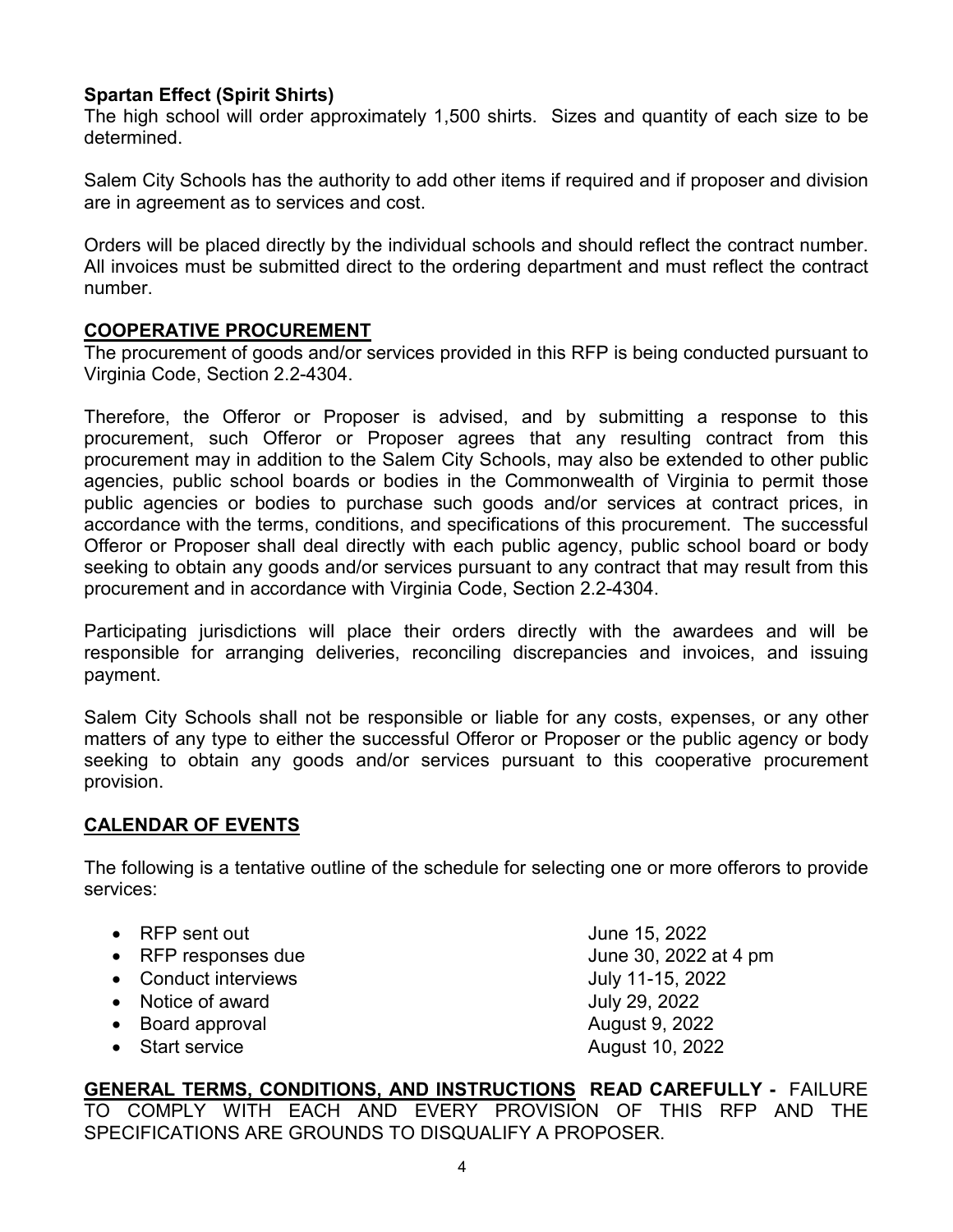**Spartan Effect (Spirit Shirts)**
The high school will order approximately 1,500 shirts. Sizes and quantity of each size to be determined.

Salem City Schools has the authority to add other items if required and if proposer and division are in agreement as to services and cost.

Orders will be placed directly by the individual schools and should reflect the contract number. All invoices must be submitted direct to the ordering department and must reflect the contract number.

## COOPERATIVE PROCUREMENT

The procurement of goods and/or services provided in this RFP is being conducted pursuant to Virginia Code, Section 2.2-4304.

Therefore, the Offeror or Proposer is advised, and by submitting a response to this procurement, such Offeror or Proposer agrees that any resulting contract from this procurement may in addition to the Salem City Schools, may also be extended to other public agencies, public school boards or bodies in the Commonwealth of Virginia to permit those public agencies or bodies to purchase such goods and/or services at contract prices, in accordance with the terms, conditions, and specifications of this procurement. The successful Offeror or Proposer shall deal directly with each public agency, public school board or body seeking to obtain any goods and/or services pursuant to any contract that may result from this procurement and in accordance with Virginia Code, Section 2.2-4304.

Participating jurisdictions will place their orders directly with the awardees and will be responsible for arranging deliveries, reconciling discrepancies and invoices, and issuing payment.

Salem City Schools shall not be responsible or liable for any costs, expenses, or any other matters of any type to either the successful Offeror or Proposer or the public agency or body seeking to obtain any goods and/or services pursuant to this cooperative procurement provision.

## CALENDAR OF EVENTS

The following is a tentative outline of the schedule for selecting one or more offerors to provide services:

- RFP sent out — June 15, 2022
- RFP responses due — June 30, 2022 at 4 pm
- Conduct interviews — July 11-15, 2022
- Notice of award — July 29, 2022
- Board approval — August 9, 2022
- Start service — August 10, 2022

**GENERAL TERMS, CONDITIONS, AND INSTRUCTIONS READ CAREFULLY -** FAILURE TO COMPLY WITH EACH AND EVERY PROVISION OF THIS RFP AND THE SPECIFICATIONS ARE GROUNDS TO DISQUALIFY A PROPOSER.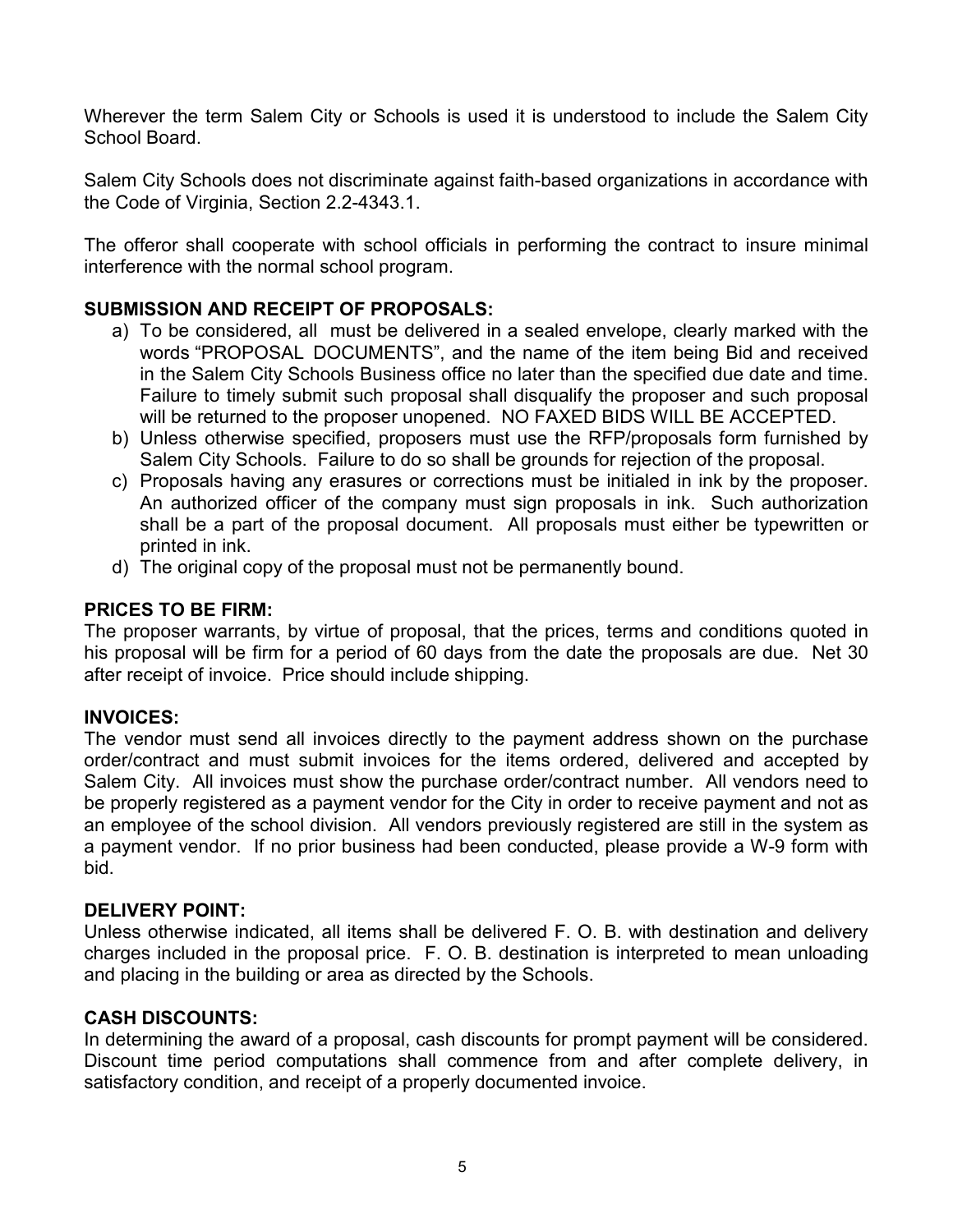Wherever the term Salem City or Schools is used it is understood to include the Salem City School Board.

Salem City Schools does not discriminate against faith-based organizations in accordance with the Code of Virginia, Section 2.2-4343.1.

The offeror shall cooperate with school officials in performing the contract to insure minimal interference with the normal school program.

**SUBMISSION AND RECEIPT OF PROPOSALS:**

a) To be considered, all must be delivered in a sealed envelope, clearly marked with the words "PROPOSAL DOCUMENTS", and the name of the item being Bid and received in the Salem City Schools Business office no later than the specified due date and time. Failure to timely submit such proposal shall disqualify the proposer and such proposal will be returned to the proposer unopened. NO FAXED BIDS WILL BE ACCEPTED.
b) Unless otherwise specified, proposers must use the RFP/proposals form furnished by Salem City Schools. Failure to do so shall be grounds for rejection of the proposal.
c) Proposals having any erasures or corrections must be initialed in ink by the proposer. An authorized officer of the company must sign proposals in ink. Such authorization shall be a part of the proposal document. All proposals must either be typewritten or printed in ink.
d) The original copy of the proposal must not be permanently bound.

**PRICES TO BE FIRM:**

The proposer warrants, by virtue of proposal, that the prices, terms and conditions quoted in his proposal will be firm for a period of 60 days from the date the proposals are due. Net 30 after receipt of invoice. Price should include shipping.

**INVOICES:**

The vendor must send all invoices directly to the payment address shown on the purchase order/contract and must submit invoices for the items ordered, delivered and accepted by Salem City. All invoices must show the purchase order/contract number. All vendors need to be properly registered as a payment vendor for the City in order to receive payment and not as an employee of the school division. All vendors previously registered are still in the system as a payment vendor. If no prior business had been conducted, please provide a W-9 form with bid.

**DELIVERY POINT:**

Unless otherwise indicated, all items shall be delivered F. O. B. with destination and delivery charges included in the proposal price. F. O. B. destination is interpreted to mean unloading and placing in the building or area as directed by the Schools.

**CASH DISCOUNTS:**

In determining the award of a proposal, cash discounts for prompt payment will be considered. Discount time period computations shall commence from and after complete delivery, in satisfactory condition, and receipt of a properly documented invoice.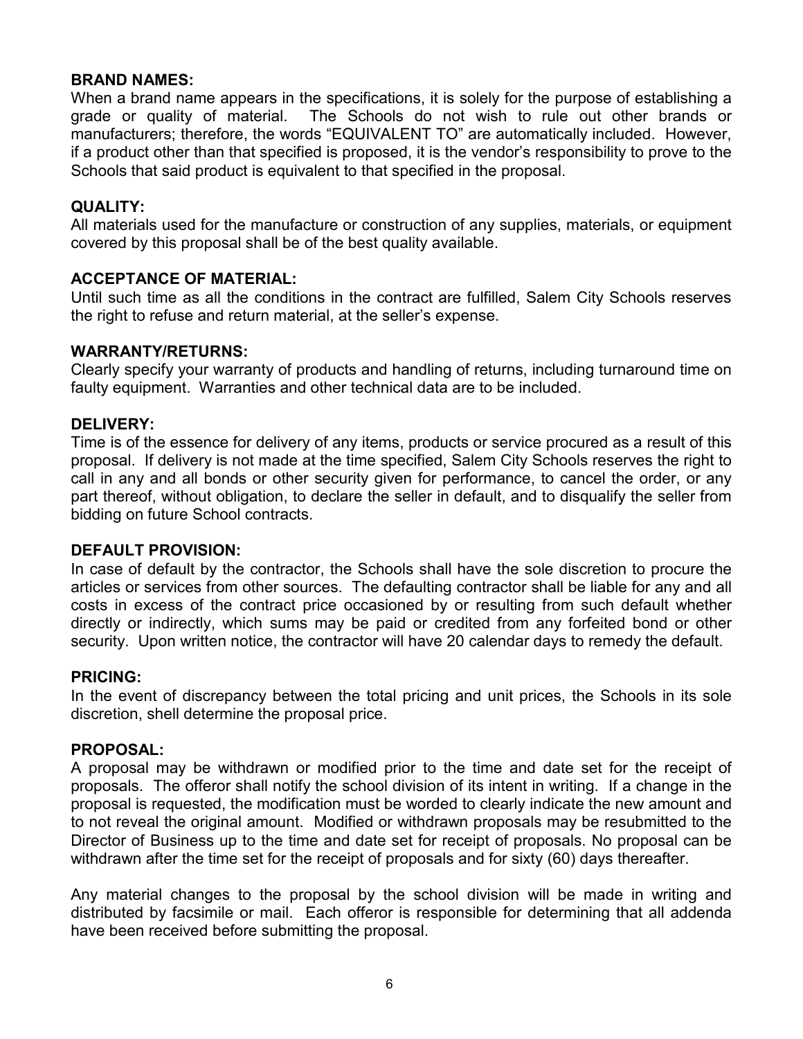**BRAND NAMES:**
When a brand name appears in the specifications, it is solely for the purpose of establishing a grade or quality of material. The Schools do not wish to rule out other brands or manufacturers; therefore, the words "EQUIVALENT TO" are automatically included. However, if a product other than that specified is proposed, it is the vendor's responsibility to prove to the Schools that said product is equivalent to that specified in the proposal.

**QUALITY:**
All materials used for the manufacture or construction of any supplies, materials, or equipment covered by this proposal shall be of the best quality available.

**ACCEPTANCE OF MATERIAL:**
Until such time as all the conditions in the contract are fulfilled, Salem City Schools reserves the right to refuse and return material, at the seller's expense.

**WARRANTY/RETURNS:**
Clearly specify your warranty of products and handling of returns, including turnaround time on faulty equipment. Warranties and other technical data are to be included.

**DELIVERY:**
Time is of the essence for delivery of any items, products or service procured as a result of this proposal. If delivery is not made at the time specified, Salem City Schools reserves the right to call in any and all bonds or other security given for performance, to cancel the order, or any part thereof, without obligation, to declare the seller in default, and to disqualify the seller from bidding on future School contracts.

**DEFAULT PROVISION:**
In case of default by the contractor, the Schools shall have the sole discretion to procure the articles or services from other sources. The defaulting contractor shall be liable for any and all costs in excess of the contract price occasioned by or resulting from such default whether directly or indirectly, which sums may be paid or credited from any forfeited bond or other security. Upon written notice, the contractor will have 20 calendar days to remedy the default.

**PRICING:**
In the event of discrepancy between the total pricing and unit prices, the Schools in its sole discretion, shell determine the proposal price.

**PROPOSAL:**
A proposal may be withdrawn or modified prior to the time and date set for the receipt of proposals. The offeror shall notify the school division of its intent in writing. If a change in the proposal is requested, the modification must be worded to clearly indicate the new amount and to not reveal the original amount. Modified or withdrawn proposals may be resubmitted to the Director of Business up to the time and date set for receipt of proposals. No proposal can be withdrawn after the time set for the receipt of proposals and for sixty (60) days thereafter.

Any material changes to the proposal by the school division will be made in writing and distributed by facsimile or mail. Each offeror is responsible for determining that all addenda have been received before submitting the proposal.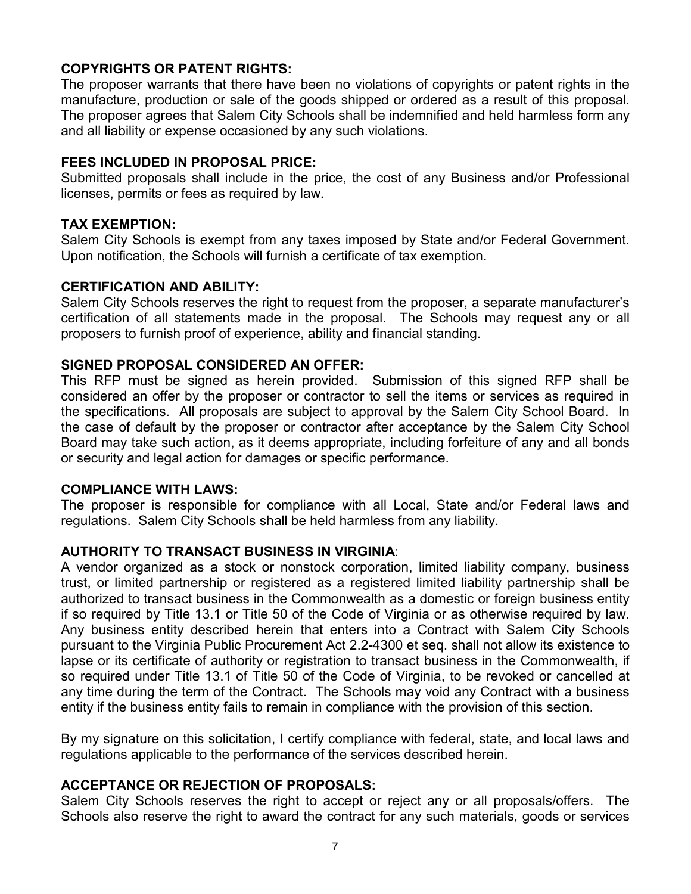**COPYRIGHTS OR PATENT RIGHTS:**
The proposer warrants that there have been no violations of copyrights or patent rights in the manufacture, production or sale of the goods shipped or ordered as a result of this proposal. The proposer agrees that Salem City Schools shall be indemnified and held harmless form any and all liability or expense occasioned by any such violations.

**FEES INCLUDED IN PROPOSAL PRICE:**
Submitted proposals shall include in the price, the cost of any Business and/or Professional licenses, permits or fees as required by law.

**TAX EXEMPTION:**
Salem City Schools is exempt from any taxes imposed by State and/or Federal Government. Upon notification, the Schools will furnish a certificate of tax exemption.

**CERTIFICATION AND ABILITY:**
Salem City Schools reserves the right to request from the proposer, a separate manufacturer's certification of all statements made in the proposal. The Schools may request any or all proposers to furnish proof of experience, ability and financial standing.

**SIGNED PROPOSAL CONSIDERED AN OFFER:**
This RFP must be signed as herein provided. Submission of this signed RFP shall be considered an offer by the proposer or contractor to sell the items or services as required in the specifications. All proposals are subject to approval by the Salem City School Board. In the case of default by the proposer or contractor after acceptance by the Salem City School Board may take such action, as it deems appropriate, including forfeiture of any and all bonds or security and legal action for damages or specific performance.

**COMPLIANCE WITH LAWS:**
The proposer is responsible for compliance with all Local, State and/or Federal laws and regulations. Salem City Schools shall be held harmless from any liability.

**AUTHORITY TO TRANSACT BUSINESS IN VIRGINIA**:
A vendor organized as a stock or nonstock corporation, limited liability company, business trust, or limited partnership or registered as a registered limited liability partnership shall be authorized to transact business in the Commonwealth as a domestic or foreign business entity if so required by Title 13.1 or Title 50 of the Code of Virginia or as otherwise required by law. Any business entity described herein that enters into a Contract with Salem City Schools pursuant to the Virginia Public Procurement Act 2.2-4300 et seq. shall not allow its existence to lapse or its certificate of authority or registration to transact business in the Commonwealth, if so required under Title 13.1 of Title 50 of the Code of Virginia, to be revoked or cancelled at any time during the term of the Contract. The Schools may void any Contract with a business entity if the business entity fails to remain in compliance with the provision of this section.

By my signature on this solicitation, I certify compliance with federal, state, and local laws and regulations applicable to the performance of the services described herein.

**ACCEPTANCE OR REJECTION OF PROPOSALS:**
Salem City Schools reserves the right to accept or reject any or all proposals/offers. The Schools also reserve the right to award the contract for any such materials, goods or services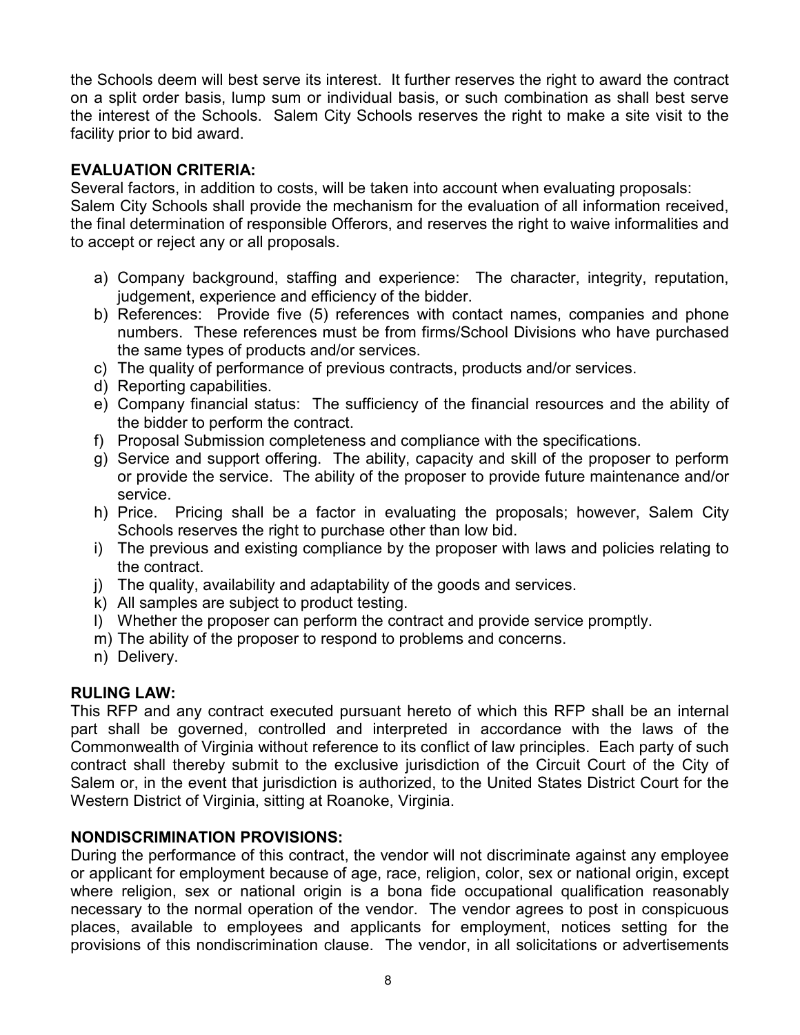the Schools deem will best serve its interest. It further reserves the right to award the contract on a split order basis, lump sum or individual basis, or such combination as shall best serve the interest of the Schools. Salem City Schools reserves the right to make a site visit to the facility prior to bid award.

**EVALUATION CRITERIA:**

Several factors, in addition to costs, will be taken into account when evaluating proposals: Salem City Schools shall provide the mechanism for the evaluation of all information received, the final determination of responsible Offerors, and reserves the right to waive informalities and to accept or reject any or all proposals.

a) Company background, staffing and experience: The character, integrity, reputation, judgement, experience and efficiency of the bidder.
b) References: Provide five (5) references with contact names, companies and phone numbers. These references must be from firms/School Divisions who have purchased the same types of products and/or services.
c) The quality of performance of previous contracts, products and/or services.
d) Reporting capabilities.
e) Company financial status: The sufficiency of the financial resources and the ability of the bidder to perform the contract.
f) Proposal Submission completeness and compliance with the specifications.
g) Service and support offering. The ability, capacity and skill of the proposer to perform or provide the service. The ability of the proposer to provide future maintenance and/or service.
h) Price. Pricing shall be a factor in evaluating the proposals; however, Salem City Schools reserves the right to purchase other than low bid.
i) The previous and existing compliance by the proposer with laws and policies relating to the contract.
j) The quality, availability and adaptability of the goods and services.
k) All samples are subject to product testing.
l) Whether the proposer can perform the contract and provide service promptly.
m) The ability of the proposer to respond to problems and concerns.
n) Delivery.

**RULING LAW:**

This RFP and any contract executed pursuant hereto of which this RFP shall be an internal part shall be governed, controlled and interpreted in accordance with the laws of the Commonwealth of Virginia without reference to its conflict of law principles. Each party of such contract shall thereby submit to the exclusive jurisdiction of the Circuit Court of the City of Salem or, in the event that jurisdiction is authorized, to the United States District Court for the Western District of Virginia, sitting at Roanoke, Virginia.

**NONDISCRIMINATION PROVISIONS:**

During the performance of this contract, the vendor will not discriminate against any employee or applicant for employment because of age, race, religion, color, sex or national origin, except where religion, sex or national origin is a bona fide occupational qualification reasonably necessary to the normal operation of the vendor. The vendor agrees to post in conspicuous places, available to employees and applicants for employment, notices setting for the provisions of this nondiscrimination clause. The vendor, in all solicitations or advertisements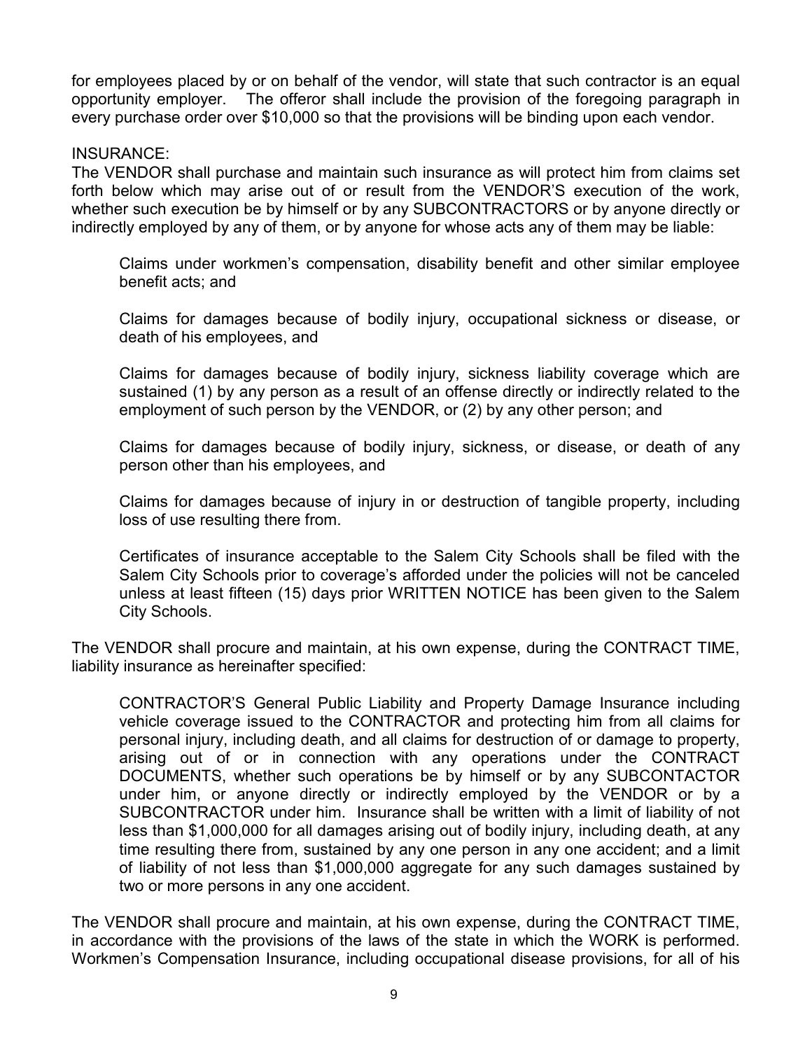for employees placed by or on behalf of the vendor, will state that such contractor is an equal opportunity employer. The offeror shall include the provision of the foregoing paragraph in every purchase order over $10,000 so that the provisions will be binding upon each vendor.

INSURANCE:

The VENDOR shall purchase and maintain such insurance as will protect him from claims set forth below which may arise out of or result from the VENDOR'S execution of the work, whether such execution be by himself or by any SUBCONTRACTORS or by anyone directly or indirectly employed by any of them, or by anyone for whose acts any of them may be liable:

> Claims under workmen's compensation, disability benefit and other similar employee benefit acts; and
>
> Claims for damages because of bodily injury, occupational sickness or disease, or death of his employees, and
>
> Claims for damages because of bodily injury, sickness liability coverage which are sustained (1) by any person as a result of an offense directly or indirectly related to the employment of such person by the VENDOR, or (2) by any other person; and
>
> Claims for damages because of bodily injury, sickness, or disease, or death of any person other than his employees, and
>
> Claims for damages because of injury in or destruction of tangible property, including loss of use resulting there from.
>
> Certificates of insurance acceptable to the Salem City Schools shall be filed with the Salem City Schools prior to coverage's afforded under the policies will not be canceled unless at least fifteen (15) days prior WRITTEN NOTICE has been given to the Salem City Schools.

The VENDOR shall procure and maintain, at his own expense, during the CONTRACT TIME, liability insurance as hereinafter specified:

> CONTRACTOR'S General Public Liability and Property Damage Insurance including vehicle coverage issued to the CONTRACTOR and protecting him from all claims for personal injury, including death, and all claims for destruction of or damage to property, arising out of or in connection with any operations under the CONTRACT DOCUMENTS, whether such operations be by himself or by any SUBCONTACTOR under him, or anyone directly or indirectly employed by the VENDOR or by a SUBCONTRACTOR under him. Insurance shall be written with a limit of liability of not less than $1,000,000 for all damages arising out of bodily injury, including death, at any time resulting there from, sustained by any one person in any one accident; and a limit of liability of not less than $1,000,000 aggregate for any such damages sustained by two or more persons in any one accident.

The VENDOR shall procure and maintain, at his own expense, during the CONTRACT TIME, in accordance with the provisions of the laws of the state in which the WORK is performed. Workmen's Compensation Insurance, including occupational disease provisions, for all of his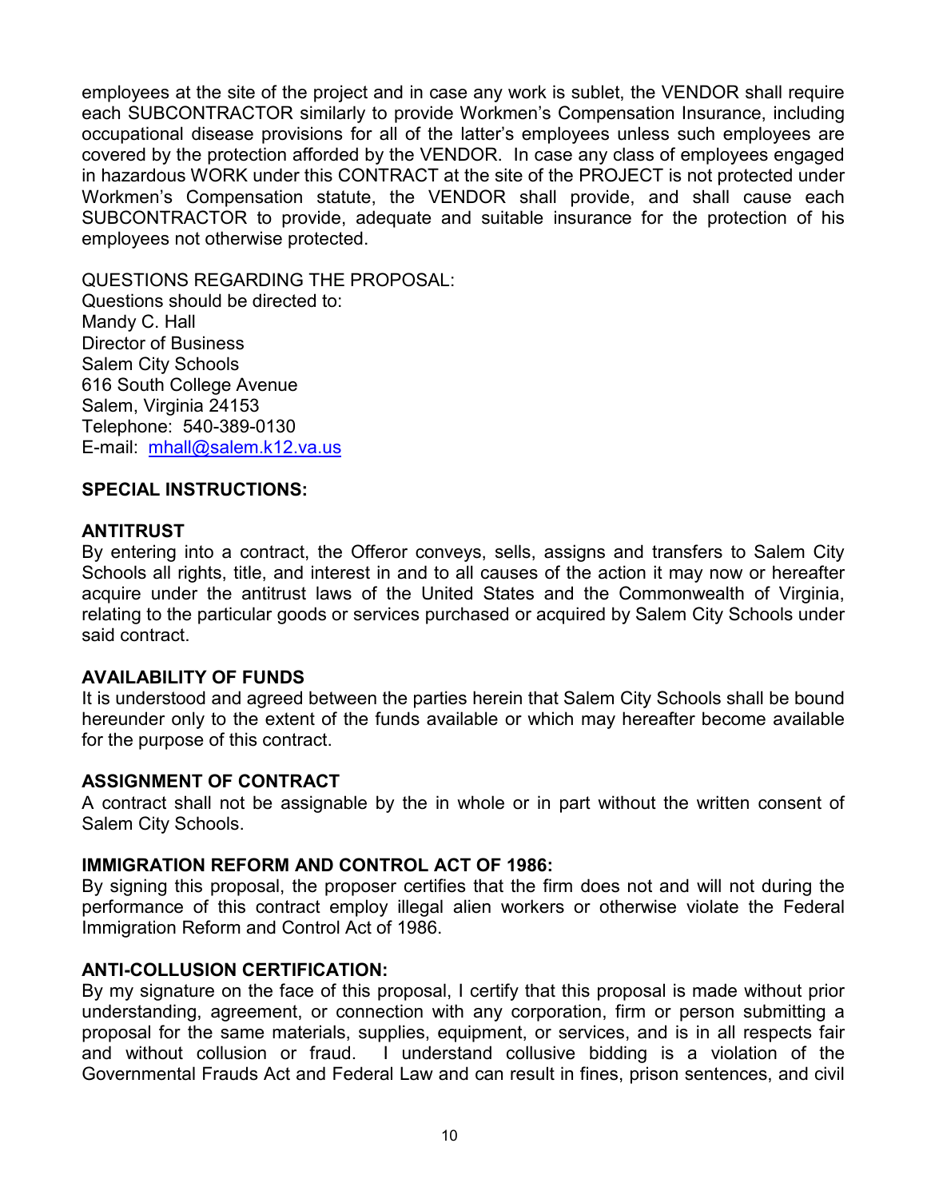employees at the site of the project and in case any work is sublet, the VENDOR shall require each SUBCONTRACTOR similarly to provide Workmen's Compensation Insurance, including occupational disease provisions for all of the latter's employees unless such employees are covered by the protection afforded by the VENDOR. In case any class of employees engaged in hazardous WORK under this CONTRACT at the site of the PROJECT is not protected under Workmen's Compensation statute, the VENDOR shall provide, and shall cause each SUBCONTRACTOR to provide, adequate and suitable insurance for the protection of his employees not otherwise protected.

QUESTIONS REGARDING THE PROPOSAL:
Questions should be directed to:
Mandy C. Hall
Director of Business
Salem City Schools
616 South College Avenue
Salem, Virginia 24153
Telephone: 540-389-0130
E-mail: mhall@salem.k12.va.us

**SPECIAL INSTRUCTIONS:**

**ANTITRUST**
By entering into a contract, the Offeror conveys, sells, assigns and transfers to Salem City Schools all rights, title, and interest in and to all causes of the action it may now or hereafter acquire under the antitrust laws of the United States and the Commonwealth of Virginia, relating to the particular goods or services purchased or acquired by Salem City Schools under said contract.

**AVAILABILITY OF FUNDS**
It is understood and agreed between the parties herein that Salem City Schools shall be bound hereunder only to the extent of the funds available or which may hereafter become available for the purpose of this contract.

**ASSIGNMENT OF CONTRACT**
A contract shall not be assignable by the in whole or in part without the written consent of Salem City Schools.

**IMMIGRATION REFORM AND CONTROL ACT OF 1986:**
By signing this proposal, the proposer certifies that the firm does not and will not during the performance of this contract employ illegal alien workers or otherwise violate the Federal Immigration Reform and Control Act of 1986.

**ANTI-COLLUSION CERTIFICATION:**
By my signature on the face of this proposal, I certify that this proposal is made without prior understanding, agreement, or connection with any corporation, firm or person submitting a proposal for the same materials, supplies, equipment, or services, and is in all respects fair and without collusion or fraud. I understand collusive bidding is a violation of the Governmental Frauds Act and Federal Law and can result in fines, prison sentences, and civil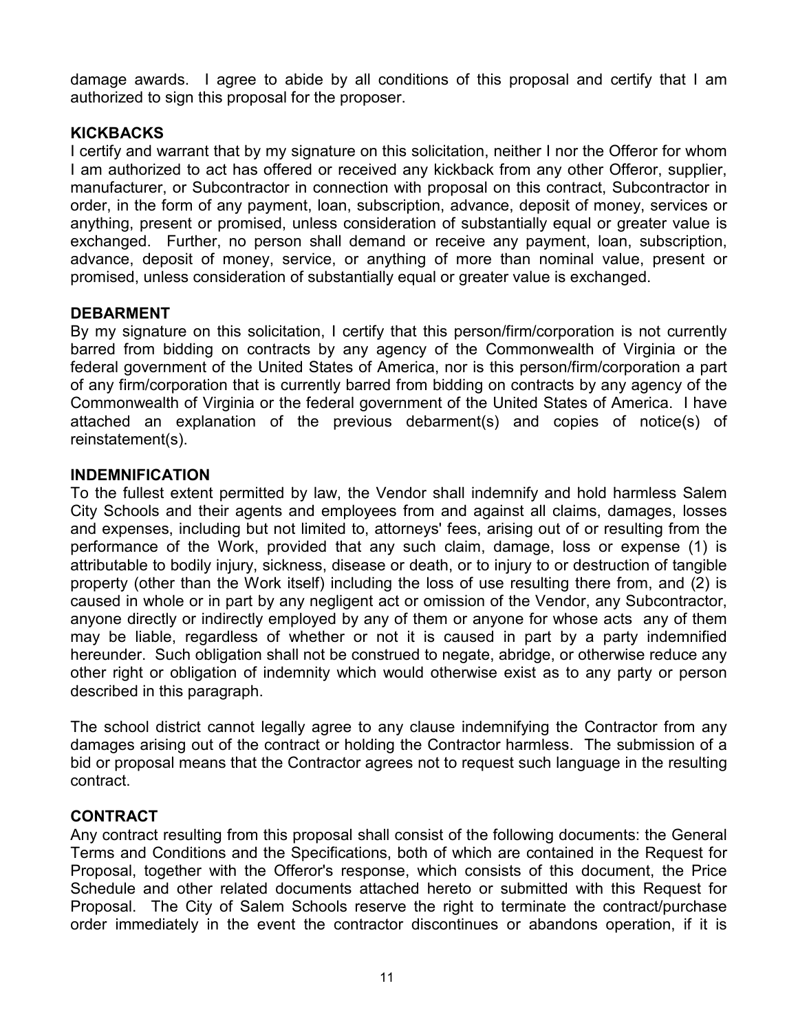damage awards. I agree to abide by all conditions of this proposal and certify that I am authorized to sign this proposal for the proposer.

**KICKBACKS**

I certify and warrant that by my signature on this solicitation, neither I nor the Offeror for whom I am authorized to act has offered or received any kickback from any other Offeror, supplier, manufacturer, or Subcontractor in connection with proposal on this contract, Subcontractor in order, in the form of any payment, loan, subscription, advance, deposit of money, services or anything, present or promised, unless consideration of substantially equal or greater value is exchanged. Further, no person shall demand or receive any payment, loan, subscription, advance, deposit of money, service, or anything of more than nominal value, present or promised, unless consideration of substantially equal or greater value is exchanged.

**DEBARMENT**

By my signature on this solicitation, I certify that this person/firm/corporation is not currently barred from bidding on contracts by any agency of the Commonwealth of Virginia or the federal government of the United States of America, nor is this person/firm/corporation a part of any firm/corporation that is currently barred from bidding on contracts by any agency of the Commonwealth of Virginia or the federal government of the United States of America. I have attached an explanation of the previous debarment(s) and copies of notice(s) of reinstatement(s).

**INDEMNIFICATION**

To the fullest extent permitted by law, the Vendor shall indemnify and hold harmless Salem City Schools and their agents and employees from and against all claims, damages, losses and expenses, including but not limited to, attorneys' fees, arising out of or resulting from the performance of the Work, provided that any such claim, damage, loss or expense (1) is attributable to bodily injury, sickness, disease or death, or to injury to or destruction of tangible property (other than the Work itself) including the loss of use resulting there from, and (2) is caused in whole or in part by any negligent act or omission of the Vendor, any Subcontractor, anyone directly or indirectly employed by any of them or anyone for whose acts any of them may be liable, regardless of whether or not it is caused in part by a party indemnified hereunder. Such obligation shall not be construed to negate, abridge, or otherwise reduce any other right or obligation of indemnity which would otherwise exist as to any party or person described in this paragraph.

The school district cannot legally agree to any clause indemnifying the Contractor from any damages arising out of the contract or holding the Contractor harmless. The submission of a bid or proposal means that the Contractor agrees not to request such language in the resulting contract.

**CONTRACT**

Any contract resulting from this proposal shall consist of the following documents: the General Terms and Conditions and the Specifications, both of which are contained in the Request for Proposal, together with the Offeror's response, which consists of this document, the Price Schedule and other related documents attached hereto or submitted with this Request for Proposal. The City of Salem Schools reserve the right to terminate the contract/purchase order immediately in the event the contractor discontinues or abandons operation, if it is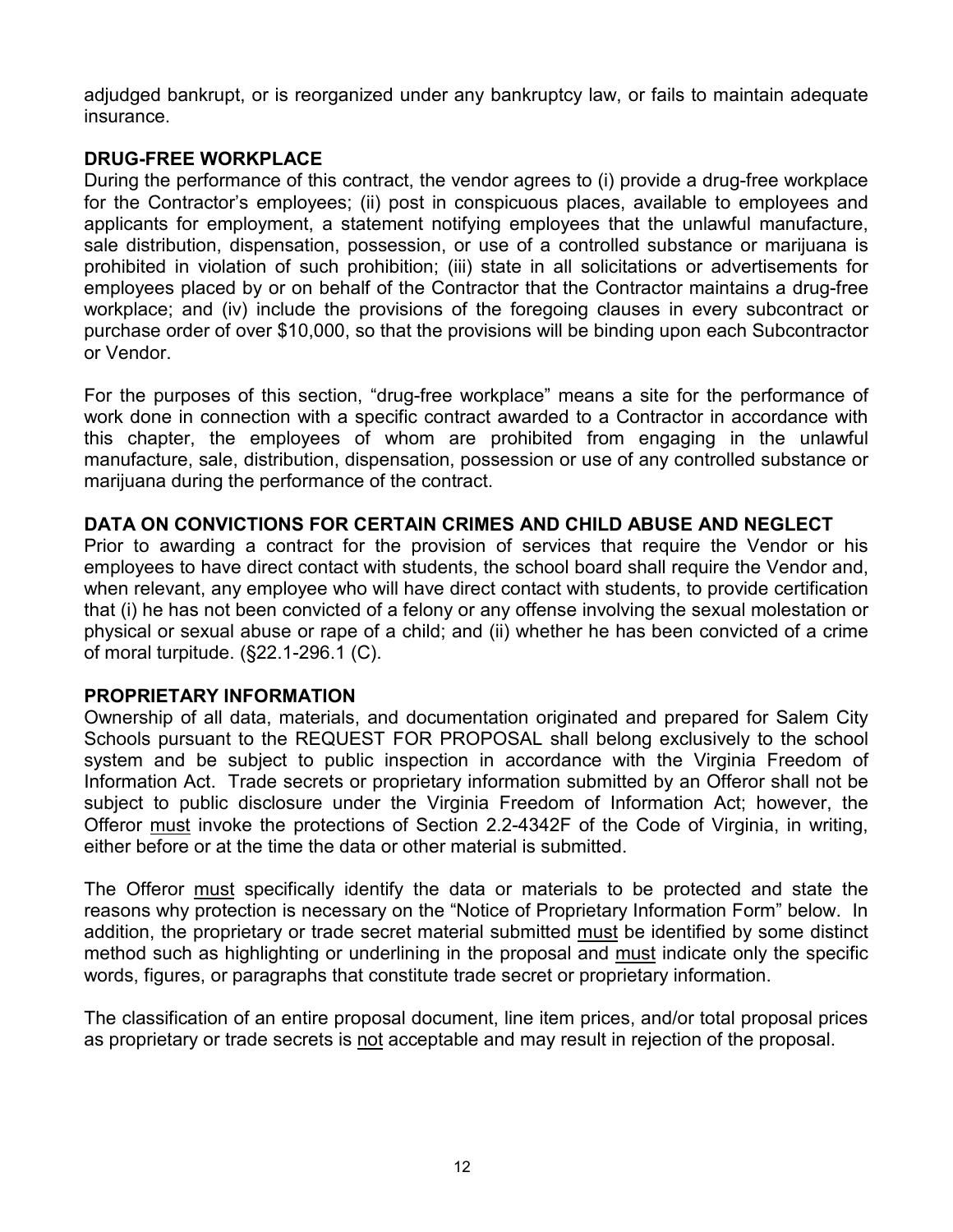adjudged bankrupt, or is reorganized under any bankruptcy law, or fails to maintain adequate insurance.

## DRUG-FREE WORKPLACE

During the performance of this contract, the vendor agrees to (i) provide a drug-free workplace for the Contractor's employees; (ii) post in conspicuous places, available to employees and applicants for employment, a statement notifying employees that the unlawful manufacture, sale distribution, dispensation, possession, or use of a controlled substance or marijuana is prohibited in violation of such prohibition; (iii) state in all solicitations or advertisements for employees placed by or on behalf of the Contractor that the Contractor maintains a drug-free workplace; and (iv) include the provisions of the foregoing clauses in every subcontract or purchase order of over $10,000, so that the provisions will be binding upon each Subcontractor or Vendor.

For the purposes of this section, "drug-free workplace" means a site for the performance of work done in connection with a specific contract awarded to a Contractor in accordance with this chapter, the employees of whom are prohibited from engaging in the unlawful manufacture, sale, distribution, dispensation, possession or use of any controlled substance or marijuana during the performance of the contract.

## DATA ON CONVICTIONS FOR CERTAIN CRIMES AND CHILD ABUSE AND NEGLECT

Prior to awarding a contract for the provision of services that require the Vendor or his employees to have direct contact with students, the school board shall require the Vendor and, when relevant, any employee who will have direct contact with students, to provide certification that (i) he has not been convicted of a felony or any offense involving the sexual molestation or physical or sexual abuse or rape of a child; and (ii) whether he has been convicted of a crime of moral turpitude. (§22.1-296.1 (C).

## PROPRIETARY INFORMATION

Ownership of all data, materials, and documentation originated and prepared for Salem City Schools pursuant to the REQUEST FOR PROPOSAL shall belong exclusively to the school system and be subject to public inspection in accordance with the Virginia Freedom of Information Act. Trade secrets or proprietary information submitted by an Offeror shall not be subject to public disclosure under the Virginia Freedom of Information Act; however, the Offeror <u>must</u> invoke the protections of Section 2.2-4342F of the Code of Virginia, in writing, either before or at the time the data or other material is submitted.

The Offeror <u>must</u> specifically identify the data or materials to be protected and state the reasons why protection is necessary on the "Notice of Proprietary Information Form" below. In addition, the proprietary or trade secret material submitted <u>must</u> be identified by some distinct method such as highlighting or underlining in the proposal and <u>must</u> indicate only the specific words, figures, or paragraphs that constitute trade secret or proprietary information.

The classification of an entire proposal document, line item prices, and/or total proposal prices as proprietary or trade secrets is <u>not</u> acceptable and may result in rejection of the proposal.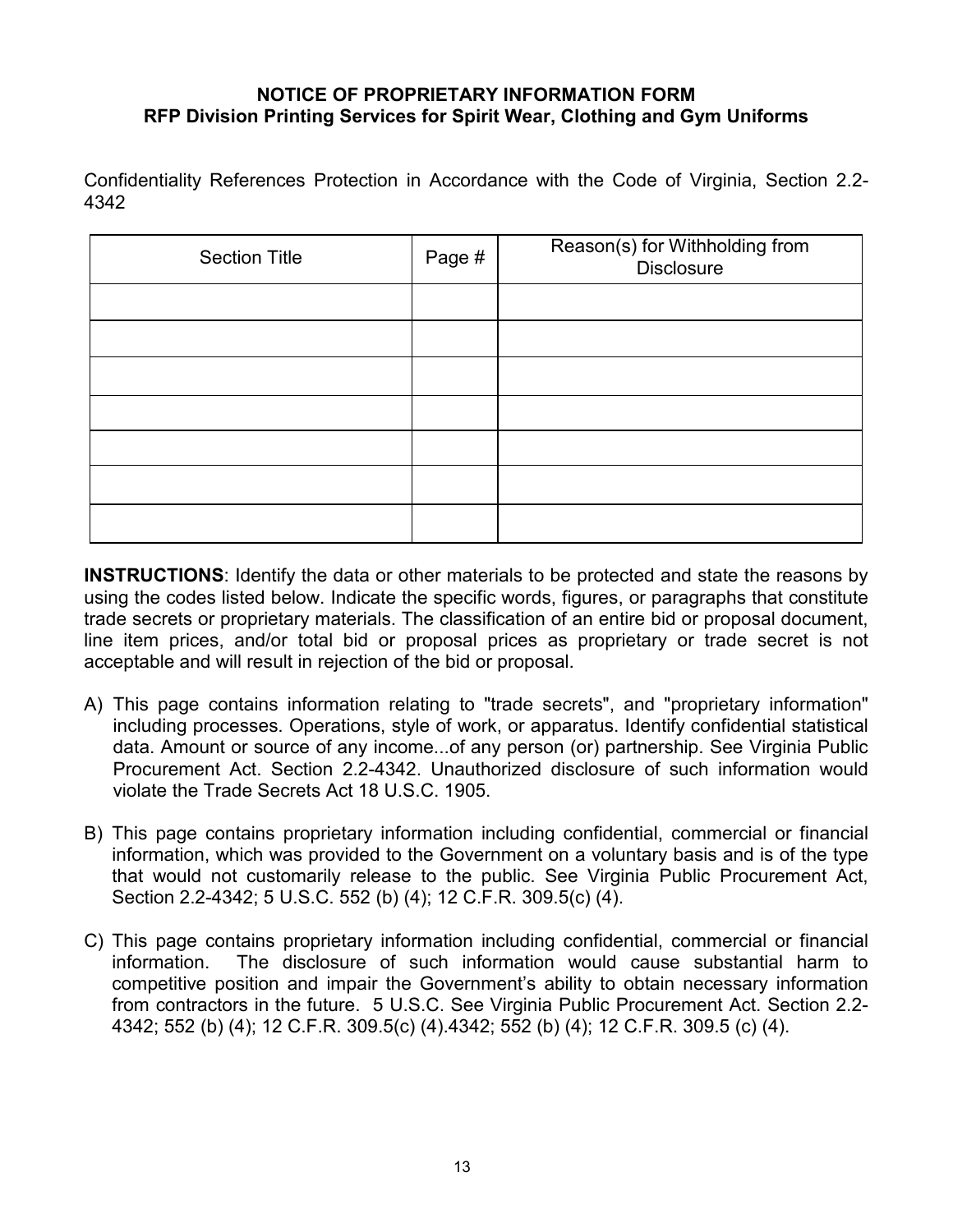**NOTICE OF PROPRIETARY INFORMATION FORM**
**RFP Division Printing Services for Spirit Wear, Clothing and Gym Uniforms**

Confidentiality References Protection in Accordance with the Code of Virginia, Section 2.2-4342

| Section Title | Page # | Reason(s) for Withholding from Disclosure |
|---|---|---|
| | | |
| | | |
| | | |
| | | |
| | | |
| | | |
| | | |

**INSTRUCTIONS**: Identify the data or other materials to be protected and state the reasons by using the codes listed below. Indicate the specific words, figures, or paragraphs that constitute trade secrets or proprietary materials. The classification of an entire bid or proposal document, line item prices, and/or total bid or proposal prices as proprietary or trade secret is not acceptable and will result in rejection of the bid or proposal.

A) This page contains information relating to "trade secrets", and "proprietary information" including processes. Operations, style of work, or apparatus. Identify confidential statistical data. Amount or source of any income...of any person (or) partnership. See Virginia Public Procurement Act. Section 2.2-4342. Unauthorized disclosure of such information would violate the Trade Secrets Act 18 U.S.C. 1905.

B) This page contains proprietary information including confidential, commercial or financial information, which was provided to the Government on a voluntary basis and is of the type that would not customarily release to the public. See Virginia Public Procurement Act, Section 2.2-4342; 5 U.S.C. 552 (b) (4); 12 C.F.R. 309.5(c) (4).

C) This page contains proprietary information including confidential, commercial or financial information. The disclosure of such information would cause substantial harm to competitive position and impair the Government's ability to obtain necessary information from contractors in the future. 5 U.S.C. See Virginia Public Procurement Act. Section 2.2-4342; 552 (b) (4); 12 C.F.R. 309.5(c) (4).4342; 552 (b) (4); 12 C.F.R. 309.5 (c) (4).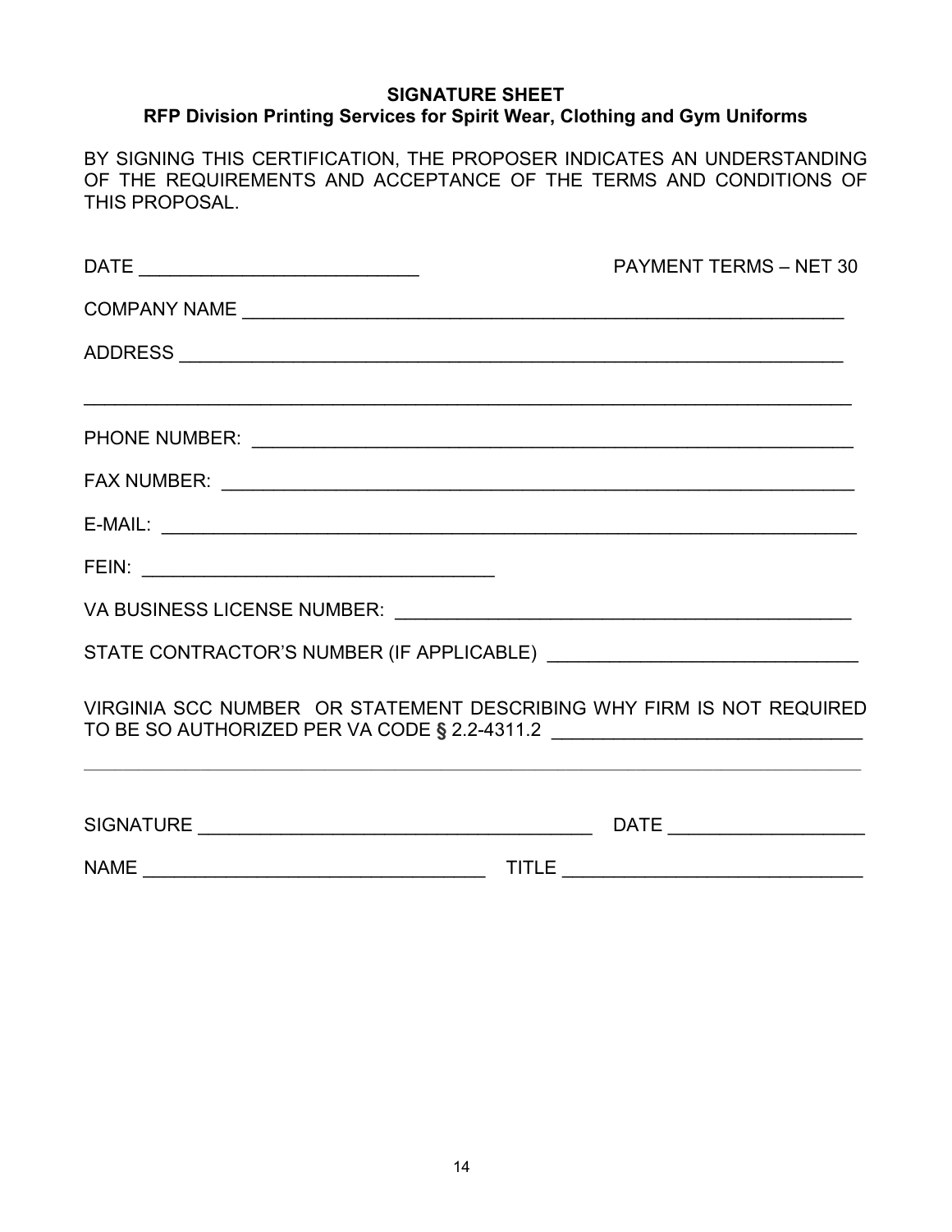**SIGNATURE SHEET**
**RFP Division Printing Services for Spirit Wear, Clothing and Gym Uniforms**

BY SIGNING THIS CERTIFICATION, THE PROPOSER INDICATES AN UNDERSTANDING OF THE REQUIREMENTS AND ACCEPTANCE OF THE TERMS AND CONDITIONS OF THIS PROPOSAL.

DATE ___________________________ PAYMENT TERMS – NET 30

COMPANY NAME ___________________________________________________________

ADDRESS _______________________________________________________________

_______________________________________________________________________

PHONE NUMBER: __________________________________________________________

FAX NUMBER: ____________________________________________________________

E-MAIL: _________________________________________________________________

FEIN: _________________________________

VA BUSINESS LICENSE NUMBER: ___________________________________________

STATE CONTRACTOR'S NUMBER (IF APPLICABLE) _____________________________

VIRGINIA SCC NUMBER OR STATEMENT DESCRIBING WHY FIRM IS NOT REQUIRED TO BE SO AUTHORIZED PER VA CODE § 2.2-4311.2 _____________________________

_______________________________________________________________________

SIGNATURE _____________________________________ DATE __________________

NAME ________________________________ TITLE _____________________________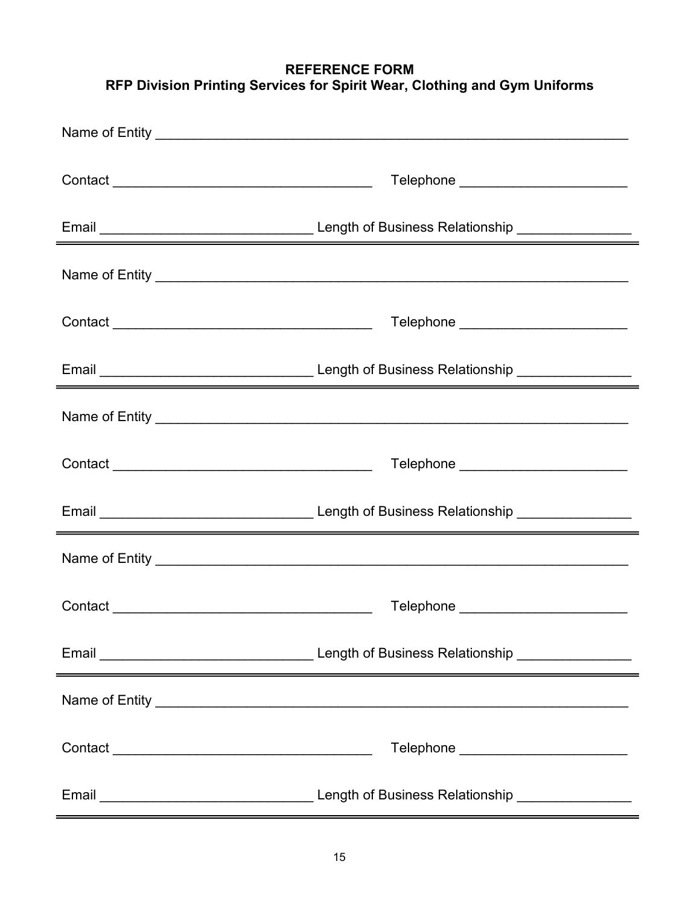**REFERENCE FORM**
**RFP Division Printing Services for Spirit Wear, Clothing and Gym Uniforms**

Name of Entity ______________________________________________________________

Contact ________________________________ Telephone ____________________

Email _________________________ Length of Business Relationship _____________

---

Name of Entity ______________________________________________________________

Contact ________________________________ Telephone ____________________

Email _________________________ Length of Business Relationship _____________

---

Name of Entity ______________________________________________________________

Contact ________________________________ Telephone ____________________

Email _________________________ Length of Business Relationship _____________

---

Name of Entity ______________________________________________________________

Contact ________________________________ Telephone ____________________

Email _________________________ Length of Business Relationship _____________

---

Name of Entity ______________________________________________________________

Contact ________________________________ Telephone ____________________

Email _________________________ Length of Business Relationship _____________

---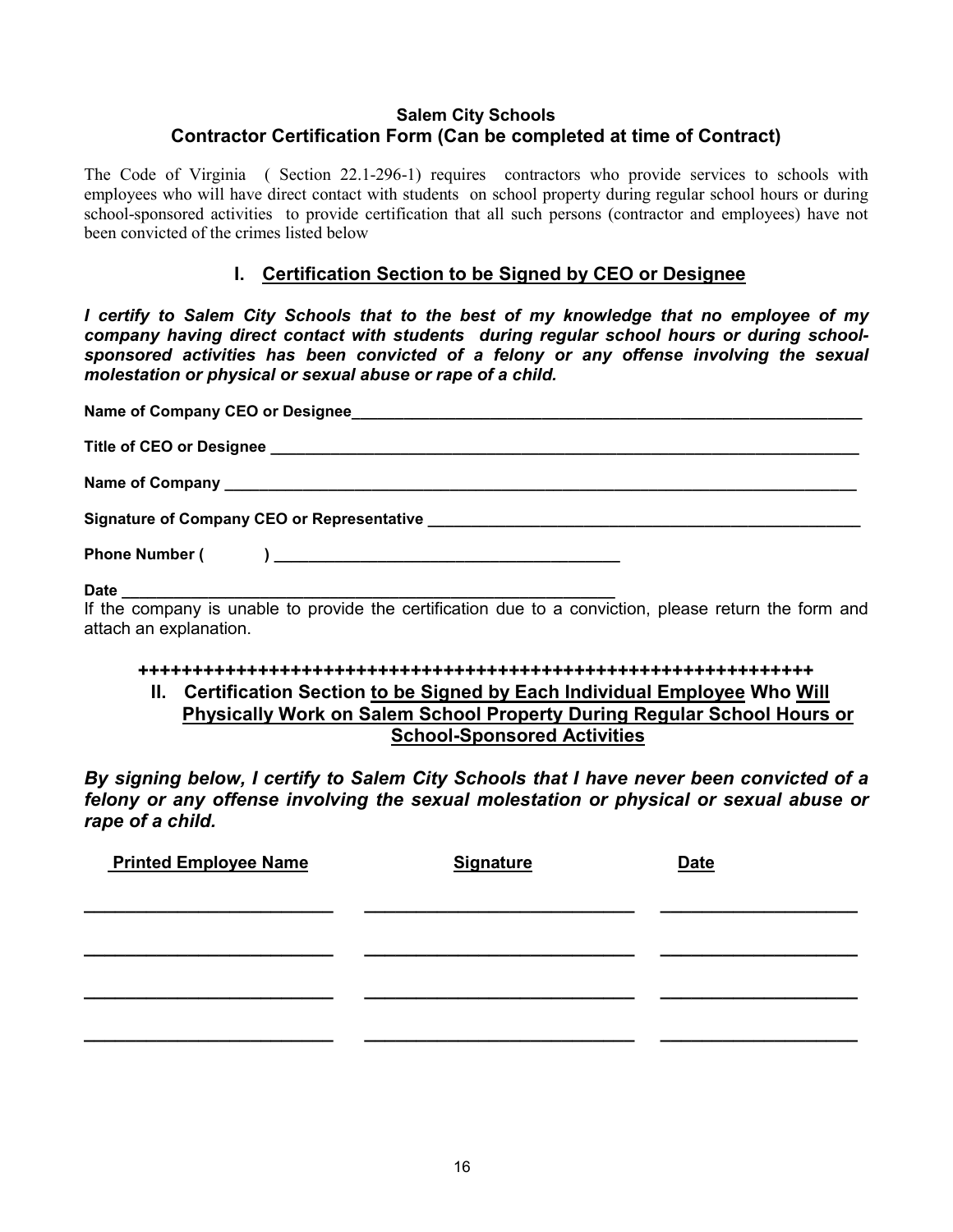**Salem City Schools**

**Contractor Certification Form (Can be completed at time of Contract)**

The Code of Virginia ( Section 22.1-296-1) requires contractors who provide services to schools with employees who will have direct contact with students on school property during regular school hours or during school-sponsored activities to provide certification that all such persons (contractor and employees) have not been convicted of the crimes listed below

## I. Certification Section to be Signed by CEO or Designee

***I certify to Salem City Schools that to the best of my knowledge that no employee of my company having direct contact with students during regular school hours or during school-sponsored activities has been convicted of a felony or any offense involving the sexual molestation or physical or sexual abuse or rape of a child.***

**Name of Company CEO or Designee**______________________________________________________________

**Title of CEO or Designee** ______________________________________________________________

**Name of Company** ______________________________________________________________

**Signature of Company CEO or Representative** ______________________________________________

**Phone Number (          )** ________________________________________

**Date** ________________________________________________________

If the company is unable to provide the certification due to a conviction, please return the form and attach an explanation.

++++++++++++++++++++++++++++++++++++++++++++++++++++++++++++++++

## II. Certification Section to be Signed by Each Individual Employee Who Will Physically Work on Salem School Property During Regular School Hours or School-Sponsored Activities

***By signing below, I certify to Salem City Schools that I have never been convicted of a felony or any offense involving the sexual molestation or physical or sexual abuse or rape of a child.***

| Printed Employee Name | Signature | Date |
|---|---|---|
| | | |
| | | |
| | | |
| | | |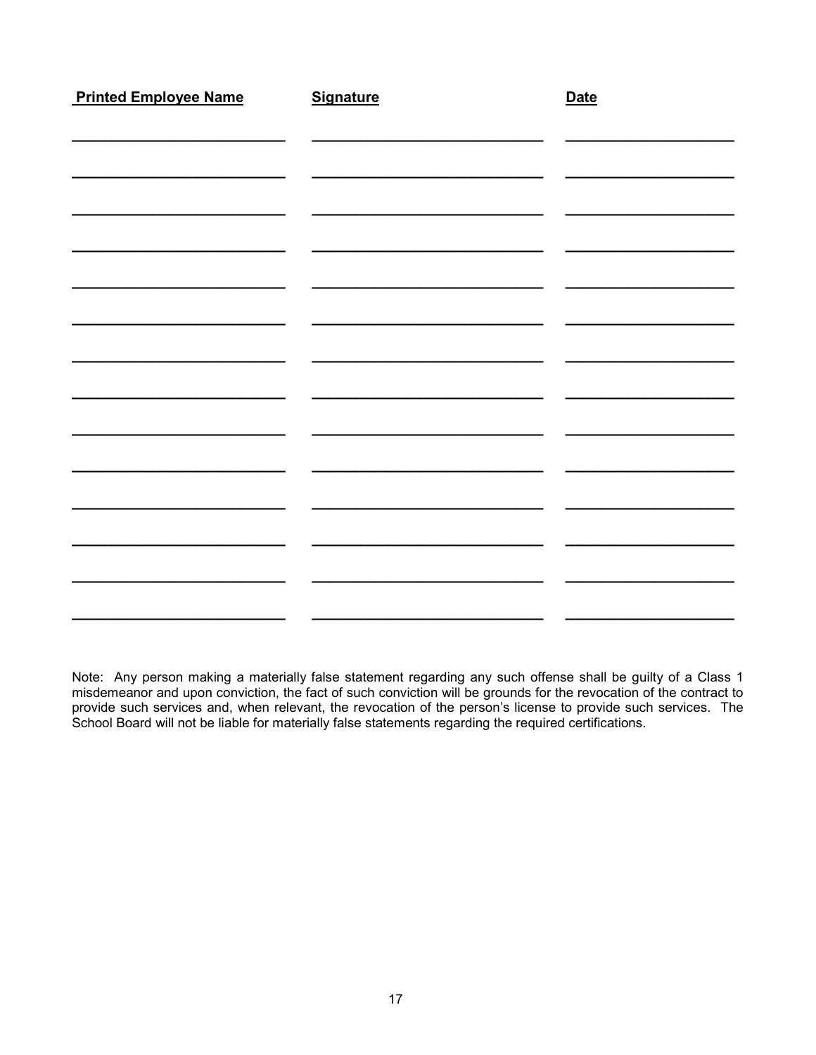| Printed Employee Name | Signature | Date |
| --- | --- | --- |
| | | |
| | | |
| | | |
| | | |
| | | |
| | | |
| | | |
| | | |
| | | |
| | | |
| | | |
| | | |
| | | |
| | | |

Note: Any person making a materially false statement regarding any such offense shall be guilty of a Class 1 misdemeanor and upon conviction, the fact of such conviction will be grounds for the revocation of the contract to provide such services and, when relevant, the revocation of the person's license to provide such services. The School Board will not be liable for materially false statements regarding the required certifications.